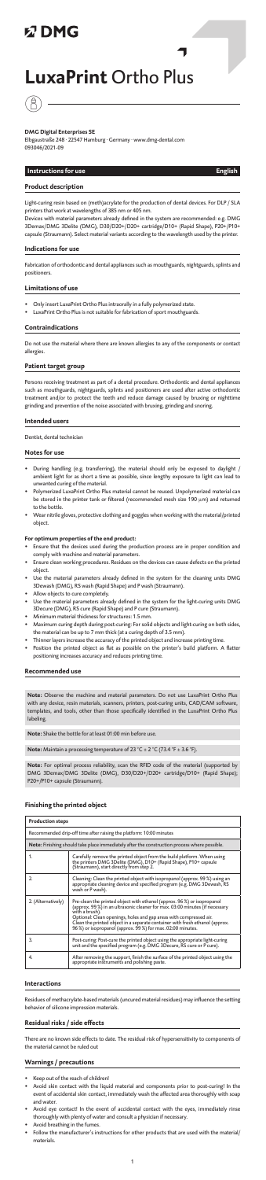# LuxaPrint Ortho Plus

**DMG Digital Enterprises SE**
Elbgaustraße 248 · 22547 Hamburg · Germany · www.dmg-dental.com
093046/2021-09

## Instructions for use English

### Product description

Light-curing resin based on (meth)acrylate for the production of dental devices. For DLP / SLA printers that work at wavelengths of 385 nm or 405 nm.

Devices with material parameters already defined in the system are recommended: e.g. DMG 3Demax/DMG 3Delite (DMG), D30/D20+/D20+ cartridge/D10+ (Rapid Shape), P20+/P10+ capsule (Straumann). Select material variants according to the wavelength used by the printer.

### Indications for use

Fabrication of orthodontic and dental appliances such as mouthguards, nightguards, splints and positioners.

### Limitations of use

- Only insert LuxaPrint Ortho Plus intraorally in a fully polymerized state.
- LuxaPrint Ortho Plus is not suitable for fabrication of sport mouthguards.

### Contraindications

Do not use the material where there are known allergies to any of the components or contact allergies.

### Patient target group

Persons receiving treatment as part of a dental procedure. Orthodontic and dental appliances such as mouthguards, nightguards, splints and positioners are used after active orthodontic treatment and/or to protect the teeth and reduce damage caused by bruxing or nighttime grinding and prevention of the noise associated with bruxing, grinding and snoring.

### Intended users

Dentist, dental technician

### Notes for use

- During handling (e.g. transferring), the material should only be exposed to daylight / ambient light for as short a time as possible, since lengthy exposure to light can lead to unwanted curing of the material.
- Polymerized LuxaPrint Ortho Plus material cannot be reused. Unpolymerized material can be stored in the printer tank or filtered (recommended mesh size 190 µm) and returned to the bottle.
- Wear nitrile gloves, protective clothing and goggles when working with the material/printed object.

**For optimum properties of the end product:**

- Ensure that the devices used during the production process are in proper condition and comply with machine and material parameters.
- Ensure clean working procedures. Residues on the devices can cause defects on the printed object.
- Use the material parameters already defined in the system for the cleaning units DMG 3Dewash (DMG), RS wash (Rapid Shape) and P wash (Straumann).
- Allow objects to cure completely.
- Use the material parameters already defined in the system for the light-curing units DMG 3Decure (DMG), RS cure (Rapid Shape) and P cure (Straumann).
- Minimum material thickness for structures: 1.5 mm.
- Maximum curing depth during post-curing: For solid objects and light-curing on both sides, the material can be up to 7 mm thick (at a curing depth of 3.5 mm).
- Thinner layers increase the accuracy of the printed object and increase printing time.
- Position the printed object as flat as possible on the printer's build platform. A flatter positioning increases accuracy and reduces printing time.

### Recommended use

**Note:** Observe the machine and material parameters. Do not use LuxaPrint Ortho Plus with any device, resin materials, scanners, printers, post-curing units, CAD/CAM software, templates, and tools, other than those specifically identified in the LuxaPrint Ortho Plus labeling.

**Note:** Shake the bottle for at least 01:00 min before use.

**Note:** Maintain a processing temperature of 23 °C ± 2 °C (73.4 °F ± 3.6 °F).

**Note:** For optimal process reliability, scan the RFID code of the material (supported by DMG 3Demax/DMG 3Delite (DMG), D30/D20+/D20+ cartridge/D10+ (Rapid Shape); P20+/P10+ capsule (Straumann).

### Finishing the printed object

| Production steps | |
|---|---|
| Recommended drip-off time after raising the platform: 10:00 minutes | |
| **Note:** Finishing should take place immediately after the construction process where possible. | |
| 1. | Carefully remove the printed object from the build platform. When using the printers DMG 3Delite (DMG), D10+ (Rapid Shape), P10+ capsule (Straumann), start directly from step 2. |
| 2. | Cleaning: Clean the printed object with isopropanol (approx. 99 %) using an appropriate cleaning device and specified program (e.g. DMG 3Dewash, RS wash or P wash). |
| 2. (Alternatively) | Pre-clean the printed object with ethanol (approx. 96 %) or isopropanol (approx. 99 %) in an ultrasonic cleaner for max. 03:00 minutes (if necessary with a brush). Optional: Clean openings, holes and gap areas with compressed air. Clean the printed object in a separate container with fresh ethanol (approx. 96 %) or isopropanol (approx. 99 %) for max. 02:00 minutes. |
| 3. | Post-curing: Post-cure the printed object using the appropriate light-curing unit and the specified program (e.g. DMG 3Decure, RS cure or P cure). |
| 4. | After removing the support, finish the surface of the printed object using the appropriate instruments and polishing paste. |

### Interactions

Residues of methacrylate-based materials (uncured material residues) may influence the setting behavior of silicone impression materials.

### Residual risks / side effects

There are no known side effects to date. The residual risk of hypersensitivity to components of the material cannot be ruled out

### Warnings / precautions

- Keep out of the reach of children!
- Avoid skin contact with the liquid material and components prior to post-curing! In the event of accidental skin contact, immediately wash the affected area thoroughly with soap and water.
- Avoid eye contact! In the event of accidental contact with the eyes, immediately rinse thoroughly with plenty of water and consult a physician if necessary.
- Avoid breathing in the fumes.
- Follow the manufacturer's instructions for other products that are used with the material/materials.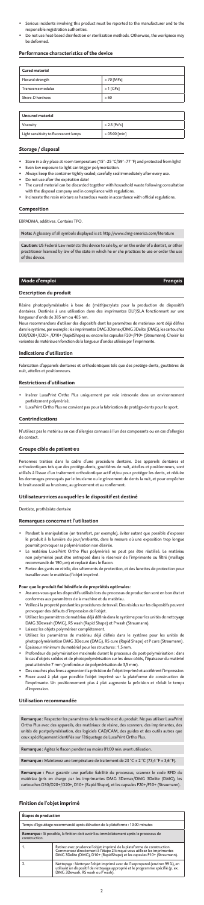- Serious incidents involving this product must be reported to the manufacturer and to the responsible registration authorities.
- Do not use heat-based disinfection or sterilization methods. Otherwise, the workpiece may be deformed.

### Performance characteristics of the device

| Cured material | |
|---|---|
| Flexural strength | ≥ 70 [MPa] |
| Transverse modulus | ≥ 1 [GPa] |
| Shore-D hardness | ≥ 60 |

| Uncured material | |
|---|---|
| Viscosity | ≤ 2.5 [Pa*s] |
| Light sensitivity to fluorescent lamps | ≥ 05:00 [min] |

### Storage / disposal

- Store in a dry place at room temperature (15°–25 °C/59°–77 °F) and protected from light!
- Even low exposure to light can trigger polymerization.
- Always keep the container tightly sealed; carefully seal immediately after every use.
- Do not use after the expiration date!
- The cured material can be discarded together with household waste following consultation with the disposal company and in compliance with regulations.
- Incinerate the resin mixture as hazardous waste in accordance with official regulations.

### Composition

EBPADMA, additives. Contains TPO.

**Note:** A glossary of all symbols displayed is at: http://www.dmg-america.com/literature

**Caution:** US Federal Law restricts this device to sale by, or on the order of a dentist, or other practitioner licensed by law of the state in which he or she practices to use or order the use of this device.

## Mode d'emploi — Français

### Description du produit

Résine photopolymérisable à base de (méth)acrylate pour la production de dispositifs dentaires. Destinée à une utilisation dans des imprimantes DLP/SLA fonctionnant sur une longueur d'onde de 385 nm ou 405 nm.

Nous recommandons d'utiliser des dispositifs dont les paramètres de matériaux sont déjà définis dans le système, par exemple : les imprimantes DMG 3Demax/DMG 3Delite (DMG), les cartouches D30/D20+/D20+, /D10+ (RapidShape) ou encore les capsules P20+/P10+ (Straumann). Choisir les variantes de matériau en fonction de la longueur d'ondes utilisée par l'imprimante.

### Indications d'utilisation

Fabrication d'appareils dentaires et orthodontiques tels que des protège-dents, gouttières de nuit, attelles et positionneurs.

### Restrictions d'utilisation

- Insérer LuxaPrint Ortho Plus uniquement par voie intraorale dans un environnement parfaitement polymérisé.
- LuxaPrint Ortho Plus ne convient pas pour la fabrication de protège-dents pour le sport.

### Contrindications

N'utilisez pas le matériau en cas d'allergies connues à l'un des composants ou en cas d'allergies de contact.

### Groupe cible de patient·e·s

Personnes traitées dans le cadre d'une procédure dentaire. Ces appareils dentaires et orthodontiques tels que des protège-dents, gouttières de nuit, attelles et positionneurs, sont utilisés à l'issue d'un traitement orthodontique actif et/ou pour protéger les dents, et réduire les dommages provoqués par le bruxisme ou le grincement de dents la nuit, et pour empêcher le bruit associé au bruxisme, au grincement et au ronflement.

### Utilisateurs·rices auxquel·le·s le dispositif est destiné

Dentiste, prothésiste dentaire

### Remarques concernant l'utilisation

- Pendant la manipulation (un transfert, par exemple), éviter autant que possible d'exposer le produit à la lumière du jour/ambiante, dans la mesure où une exposition trop longue pourrait provoquer sa polymérisation non désirée.
- Le matériau LuxaPrint Ortho Plus polymérisé ne peut pas être réutilisé. Le matériau non polymérisé peut être entreposé dans le réservoir de l'imprimante ou filtré (maillage recommandé de 190 μm) et replacé dans le flacon.
- Portez des gants en nitrile, des vêtements de protection, et des lunettes de protection pour travailler avec le matériau/l'objet imprimé.

**Pour que le produit fini bénéficie de propriétés optimales :**

- Assurez-vous que les dispositifs utilisés lors du processus de production sont en bon état et conformes aux paramètres de la machine et du matériau.
- Veillez à la propreté pendant les procédures de travail. Des résidus sur les dispositifs peuvent provoquer des défauts d'impression de l'objet.
- Utilisez les paramètres de matériau déjà définis dans le système pour les unités de nettoyage DMG 3Dewash (DMG), RS wash (Rapid Shape) et P wash (Straumann).
- Laissez les objets polymériser complètement.
- Utilisez les paramètres de matériau déjà définis dans le système pour les unités de photopolymérisation DMG 3Decure (DMG), RS cure (Rapid Shape) et P cure (Straumann).
- Épaisseur minimum du matériel pour les structures : 1,5 mm.
- Profondeur de polymérisation maximale durant le processus de post-polymérisation : dans le cas d'objets solides et de photopolymérisation sur les deux côtés, l'épaisseur du matériel peut atteindre 7 mm (profondeur de polymérisation de 3,5 mm).
- Des couches plus fines augmentent la précision de l'objet imprimé et accélèrent l'impression.
- Posez aussi à plat que possible l'objet imprimé sur la plateforme de construction de l'imprimante. Un positionnement plus à plat augmente la précision et réduit le temps d'impression.

### Utilisation recommandée

**Remarque :** Respecter les paramètres de la machine et du produit. Ne pas utiliser LuxaPrint Ortho Plus avec des appareils, des matériaux de résine, des scanners, des imprimantes, des unités de postpolymérisation, des logiciels CAD/CAM, des guides et des outils autres que ceux spécifiquement identifiés sur l'étiquetage de LuxaPrint Ortho Plus.

**Remarque :** Agitez le flacon pendant au moins 01:00 min. avant utilisation.

**Remarque :** Maintenez une température de traitement de 23 °C ± 2 °C (73,4 °F ± 3,6 °F).

**Remarque :** Pour garantir une parfaite fiabilité du processus, scannez le code RFID du matériau (pris en charge par les imprimantes DMG 3Demax/DMG 3Delite (DMG), les cartouches D30/D20+/D20+, D10+ (Rapid Shape), et les capsules P20+/P10+ (Straumann).

### Finition de l'objet imprimé

| Étapes de production | |
|---|---|
| Temps d'égouttage recommandé après élévation de la plateforme : 10:00 minutes | |
| **Remarque :** Si possible, la finition doit avoir lieu immédiatement après le processus de construction. | |
| 1. | Retirez avec prudence l'objet imprimé de la plateforme de construction. Commencez directement à l'étape 2 lorsque vous utilisez les imprimantes DMG 3Delite (DMG), D10+ (RapidShape) et les capsules P10+ (Straumann). |
| 2. | Nettoyage : Nettoyez l'objet imprimé avec de l'isopropanol (environ 99 %), en utilisant un dispositif de nettoyage approprié et le programme spécifié (p. ex. DMG 3Dewash, RS wash ou P wash). |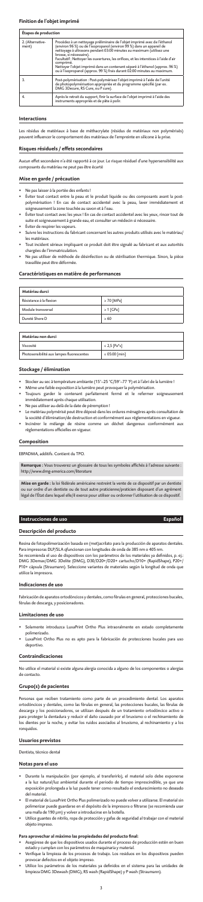## Finition de l'objet imprimé

| Étapes de production | |
|---|---|
| 2. (Alternative-ment) | Procédez à un nettoyage préliminaire de l'objet imprimé avec de l'éthanol (environ 96 %) ou de l'isopropanol (environ 99 %) dans un appareil de nettoyage à ultrasons pendant 03:00 minutes au maximum (utilisez une brosse, si nécessaire). Facultatif : Nettoyer les ouvertures, les orifices, et les interstices à l'aide d'air comprimé. Nettoyer l'objet imprimé dans un contenant séparé à l'éthanol (approx. 96 %) ou à l'isopropanol (approx. 99 %) frais durant 02:00 minutes au maximum. |
| 3. | Post-polymérisation : Post-polymérisez l'objet imprimé à l'aide de l'unité de photopolymérisation appropriée et du programme spécifié (par ex. DMG 3Dencure, RS Cure, ou P cure). |
| 4. | Après le retrait du support, finir la surface de l'objet imprimé à l'aide des instruments appropriés et de pâte à polir. |

### Interactions

Les résidus de matériaux à base de méthacrylate (résidus de matériaux non polymérisés) peuvent influencer le comportement des matériaux de l'empreinte en silicone à la prise.

### Risques résiduels / effets secondaires

Aucun effet secondaire n'a été rapporté à ce jour. Le risque résiduel d'une hypersensibilité aux composants du matériau ne peut pas être écarté

### Mise en garde / précaution

- Ne pas laisser à la portée des enfants !
- Éviter tout contact entre la peau et le produit liquide ou des composants avant la post-polymérisation ! En cas de contact accidentel avec la peau, laver immédiatement et soigneusement la zone touchée au savon et à l'eau.
- Éviter tout contact avec les yeux ! En cas de contact accidentel avec les yeux, rincer tout de suite et soigneusement à grande eau, et consulter un médecin si nécessaire.
- Éviter de respirer les vapeurs.
- Suivre les instructions du fabricant concernant les autres produits utilisés avec le matériau/les matériaux.
- Tout incident sérieux impliquant ce produit doit être signalé au fabricant et aux autorités chargées de l'immatriculation.
- Ne pas utiliser de méthode de désinfection ou de stérilisation thermique. Sinon, la pièce travaillée peut être déformée.

### Caractéristiques en matière de performances

| Matériau durci | |
|---|---|
| Résistance à la flexion | ≥ 70 [MPa] |
| Module transversal | ≥ 1 [GPa] |
| Dureté Shore D | ≥ 60 |

| Matériau non durci | |
|---|---|
| Viscosité | ≤ 2,5 [Pa*s] |
| Photosensibilité aux lampes fluorescentes | ≤ 05:00 [min] |

### Stockage / élimination

- Stocker au sec à température ambiante (15°–25 °C/59°–77 °F) et à l'abri de la lumière !
- Même une faible exposition à la lumière peut provoquer la polymérisation.
- Toujours garder le contenant parfaitement fermé et le refermer soigneusement immédiatement après chaque utilisation.
- Ne pas utiliser au-delà de la date de péremption !
- Le matériau polymérisé peut être déposé dans les ordures ménagères après consultation de la société d'élimination/de destruction et conformément aux réglementations en vigueur.
- Incinérer le mélange de résine comme un déchet dangereux conformément aux réglementations officielles en vigueur.

### Composition

EBPADMA, additifs. Contient du TPO.

**Remarque :** Vous trouverez un glossaire de tous les symboles affichés à l'adresse suivante : http://www.dmg-america.com/literature

**Mise en garde :** la loi fédérale américaine restreint la vente de ce dispositif par un dentiste ou sur ordre d'un dentiste ou de tout autre praticienne/praticien disposant d'un agrément légal de l'État dans lequel elle/il exerce pour utiliser ou ordonner l'utilisation de ce dispositif.

## Instrucciones de uso — Español

### Descripción del producto

Resina de fotopolimerización basada en (met)acrilato para la producción de aparatos dentales. Para impresoras DLP/SLA (funcionan con longitudes de onda de 385 nm o 405 nm.

Se recomienda el uso de dispositivos con los parámetros de los materiales ya definidos, p. ej.: DMG 3Demax/DMG 3Delite (DMG), D30/D20+/D20+ cartucho/D10+ (RapidShape), P20+/P10+ cápsula (Straumann). Seleccione variantes de materiales según la longitud de onda que utilice la impresora.

### Indicaciones de uso

Fabricación de aparatos ortodóncicos y dentales, como férulas en general, protecciones bucales, férulas de descarga, y posicionadores.

### Limitaciones de uso

- Solamente introduzca LuxaPrint Ortho Plus intraoralmente en estado completamente polimerizado.
- LuxaPrint Ortho Plus no es apto para la fabricación de protecciones bucales para uso deportivo.

### Contraindicaciones

No utilice el material si existe alguna alergia conocida a alguno de los componentes o alergias de contacto.

### Grupo(s) de pacientes

Personas que reciben tratamiento como parte de un procedimiento dental. Los aparatos ortodóncicos y dentales, como las férulas en general, las protecciones bucales, las férulas de descarga y los posicionadores, se utilizan después de un tratamiento ortodóncico activo o para proteger la dentadura y reducir el daño causado por el bruxismo o el rechinamiento de los dientes por la noche, y evitar los ruidos asociados al bruxismo, al rechinamiento y a los ronquidos.

### Usuarios previstos

Dentista, técnico dental

### Notas para el uso

- Durante la manipulación (por ejemplo, al transferirlo), el material solo debe exponerse a la luz natural/luz ambiental durante el período de tiempo imprescindible, ya que una exposición prolongada a la luz puede tener como resultado el endurecimiento no deseado del material.
- El material de LuxaPrint Ortho Plus polimerizado no puede volver a utilizarse. El material sin polimerizar puede guardarse en el depósito de la impresora o filtrarse (se recomienda usar una malla de 190 µm) y volver a introducirse en la botella.
- Utilice guantes de nitrilo, ropa de protección y gafas de seguridad al trabajar con el material objeto impreso.

**Para aprovechar al máximo las propiedades del producto final:**

- Asegúrese de que los dispositivos usados durante el proceso de producción estén en buen estado y cumplan con los parámetros de maquinaria y material.
- Verifique la limpieza de los procesos de trabajo. Los residuos en los dispositivos pueden provocar defectos en el objeto impreso.
- Utilice los parámetros de los materiales ya definidos en el sistema para las unidades de limpieza DMG 3Dewash (DMG), RS wash (RapidShape) y P wash (Straumann).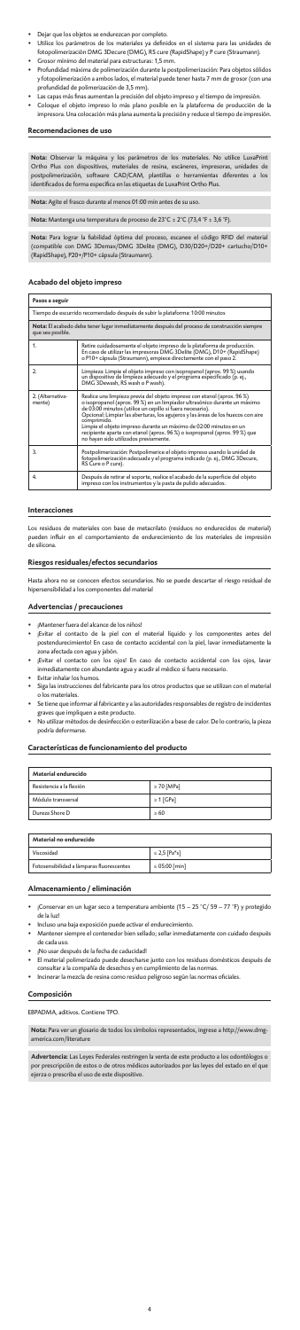- Dejar que los objetos se endurezcan por completo.
- Utilice los parámetros de los materiales ya definidos en el sistema para las unidades de fotopolimerización (DMG) 3Decure (DMG), RS cure (RapidShape) y P cure (Straumann).
- Grosor mínimo del material para estructuras: 1,5 mm.
- Profundidad máxima de polimerización durante la postpolimerización: Para objetos sólidos y fotopolimerización a ambos lados, el material puede tener hasta 7 mm de grosor (con una profundidad de polimerización de 3,5 mm).
- Las capas más finas aumentan la precisión del objeto impreso y el tiempo de impresión.
- Coloque el objeto impreso lo más plano posible en la plataforma de producción de la impresora. Una colocación más plana aumenta la precisión y reduce el tiempo de impresión.

## Recomendaciones de uso

**Nota:** Observar la máquina y los parámetros de los materiales. No utilice LuxaPrint Ortho Plus con dispositivos, materiales de resina, escáneres, impresoras, unidades de postpolimerización, software CAD/CAM, plantillas o herramientas diferentes a los identificados de forma específica en las etiquetas de LuxaPrint Ortho Plus.

**Nota:** Agite el frasco durante al menos 01:00 min antes de su uso.

**Nota:** Mantenga una temperatura de proceso de 23°C ± 2°C (73,4 °F ± 3,6 °F).

**Nota:** Para lograr la fiabilidad óptima del proceso, escanee el código RFID del material (compatible con DMG 3Demax/DMG 3Delite (DMG), D30/D20+/D20+ cartucho/D10+ (RapidShape), P20+/P10+ cápsula (Straumann).

## Acabado del objeto impreso

| Pasos a seguir | |
|---|---|
| Tiempo de escurrido recomendado después de subir la plataforma: 10:00 minutos | |
| **Nota:** El acabado debe tener lugar inmediatamente después del proceso de construcción siempre que sea posible. | |
| 1. | Retire cuidadosamente el objeto impreso de la plataforma de producción. En caso de utilizar las impresoras DMG 3Delite (DMG), D10+ (RapidShape) o P10+ cápsula (Straumann), empiece directamente con el paso 2. |
| 2. | Limpieza: Limpie el objeto impreso con isopropanol (aprox. 99 %) usando un dispositivo de limpieza adecuado y el programa especificado (p. ej., DMG 3Dewash, RS wash o P wash). |
| 2. (Alternativamente) | Realice una limpieza previa del objeto impreso con etanol (aprox. 96 %) o isopropanol (aprox. 99 %) en un limpiador ultrasónico durante un máximo de 03:00 minutos (utilice un cepillo si fuera necesario).<br>Opcional: Limpiar las aberturas, los agujeros y las áreas de los huecos con aire comprimido.<br>Limpie el objeto impreso durante un máximo de 02:00 minutos en un recipiente aparte con etanol (aprox. 96 %) o isopropanol (aprox. 99 %) que no hayan sido utilizados previamente. |
| 3. | Postpolimerización: Postpolimerice el objeto impreso usando la unidad de fotopolimerización adecuada y el programa indicado (p. ej., DMG 3Decure, RS Cure o P cure). |
| 4. | Después de retirar el soporte, realice el acabado de la superficie del objeto impreso con los instrumentos y la pasta de pulido adecuados. |

## Interacciones

Los residuos de materiales con base de metacrilato (residuos no endurecidos de material) pueden influir en el comportamiento de endurecimiento de los materiales de impresión de silicona.

## Riesgos residuales/efectos secundarios

Hasta ahora no se conocen efectos secundarios. No se puede descartar el riesgo residual de hipersensibilidad a los componentes del material

## Advertencias / precauciones

- ¡Mantener fuera del alcance de los niños!
- ¡Evitar el contacto de la piel con el material líquido y los componentes antes del postendurecimiento! En caso de contacto accidental con la piel, lavar inmediatamente la zona afectada con agua y jabón.
- ¡Evitar el contacto con los ojos! En caso de contacto accidental con los ojos, lavar inmediatamente con abundante agua y acudir al médico si fuera necesario.
- Evitar inhalar los humos.
- Siga las instrucciones del fabricante para los otros productos que se utilizan con el material o los materiales.
- Se tiene que informar al fabricante y a las autoridades responsables de registro de incidentes graves que impliquen a este producto.
- No utilizar métodos de desinfección o esterilización a base de calor. De lo contrario, la pieza podría deformarse.

## Características de funcionamiento del producto

| Material endurecido | |
|---|---|
| Resistencia a la flexión | ≥ 70 [MPa] |
| Módulo transversal | ≥ 1 [GPa] |
| Dureza Shore D | ≥ 60 |

| Material no endurecido | |
|---|---|
| Viscosidad | ≤ 2,5 [Pa*s] |
| Fotosensibilidad a lámparas fluorescentes | ≤ 05:00 [min] |

## Almacenamiento / eliminación

- ¡Conservar en un lugar seco a temperatura ambiente (15 – 25 °C/ 59 – 77 °F) y protegido de la luz!
- Incluso una baja exposición puede activar el endurecimiento.
- Mantener siempre el contenedor bien sellado; sellar inmediatamente con cuidado después de cada uso.
- ¡No usar después de la fecha de caducidad!
- El material polimerizado puede desecharse junto con los residuos domésticos después de consultar a la compañía de desechos y en cumplimiento de las normas.
- Incinerar la mezcla de resina como residuo peligroso según las normas oficiales.

## Composición

EBPADMA, aditivos. Contiene TPO.

**Nota:** Para ver un glosario de todos los símbolos representados, ingrese a http://www.dmg-america.com/literature

**Advertencia:** Las Leyes Federales restringen la venta de este producto a los odontólogos o por prescripción de estos o de otros médicos autorizados por las leyes del estado en el que ejerza o prescriba el uso de este dispositivo.